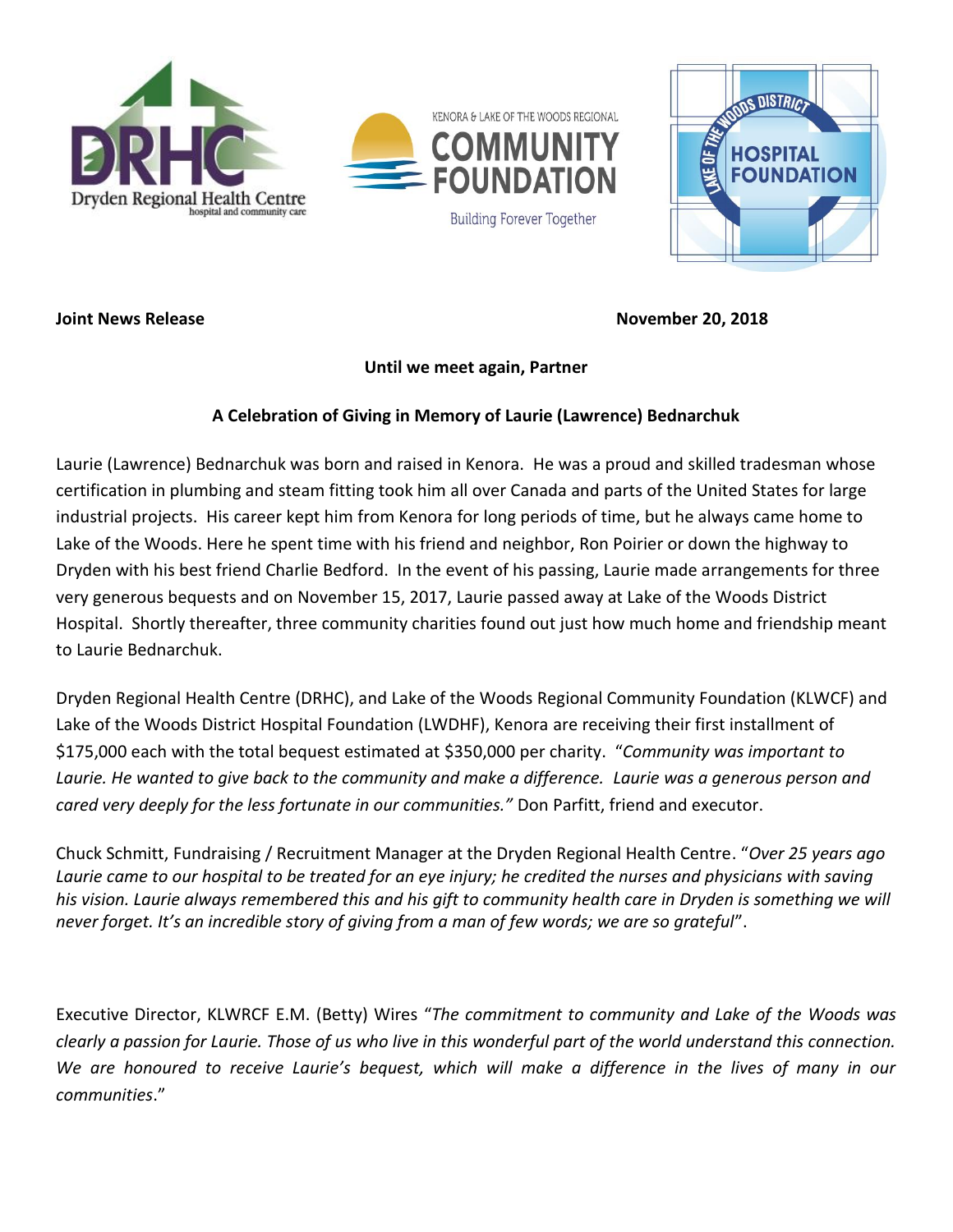**Joint News Release** **November 20, 2018**

**Until we meet again, Partner**

**A Celebration of Giving in Memory of Laurie (Lawrence) Bednarchuk**

Laurie (Lawrence) Bednarchuk was born and raised in Kenora. He was a proud and skilled tradesman whose certification in plumbing and steam fitting took him all over Canada and parts of the United States for large industrial projects. His career kept him from Kenora for long periods of time, but he always came home to Lake of the Woods. Here he spent time with his friend and neighbor, Ron Poirier or down the highway to Dryden with his best friend Charlie Bedford. In the event of his passing, Laurie made arrangements for three very generous bequests and on November 15, 2017, Laurie passed away at Lake of the Woods District Hospital. Shortly thereafter, three community charities found out just how much home and friendship meant to Laurie Bednarchuk.

Dryden Regional Health Centre (DRHC), and Lake of the Woods Regional Community Foundation (KLWCF) and Lake of the Woods District Hospital Foundation (LWDHF), Kenora are receiving their first installment of $175,000 each with the total bequest estimated at $350,000 per charity. "*Community was important to Laurie. He wanted to give back to the community and make a difference. Laurie was a generous person and cared very deeply for the less fortunate in our communities."* Don Parfitt, friend and executor.

Chuck Schmitt, Fundraising / Recruitment Manager at the Dryden Regional Health Centre. "*Over 25 years ago Laurie came to our hospital to be treated for an eye injury; he credited the nurses and physicians with saving his vision. Laurie always remembered this and his gift to community health care in Dryden is something we will never forget. It's an incredible story of giving from a man of few words; we are so grateful*".

Executive Director, KLWRCF E.M. (Betty) Wires "*The commitment to community and Lake of the Woods was clearly a passion for Laurie. Those of us who live in this wonderful part of the world understand this connection. We are honoured to receive Laurie's bequest, which will make a difference in the lives of many in our communities*."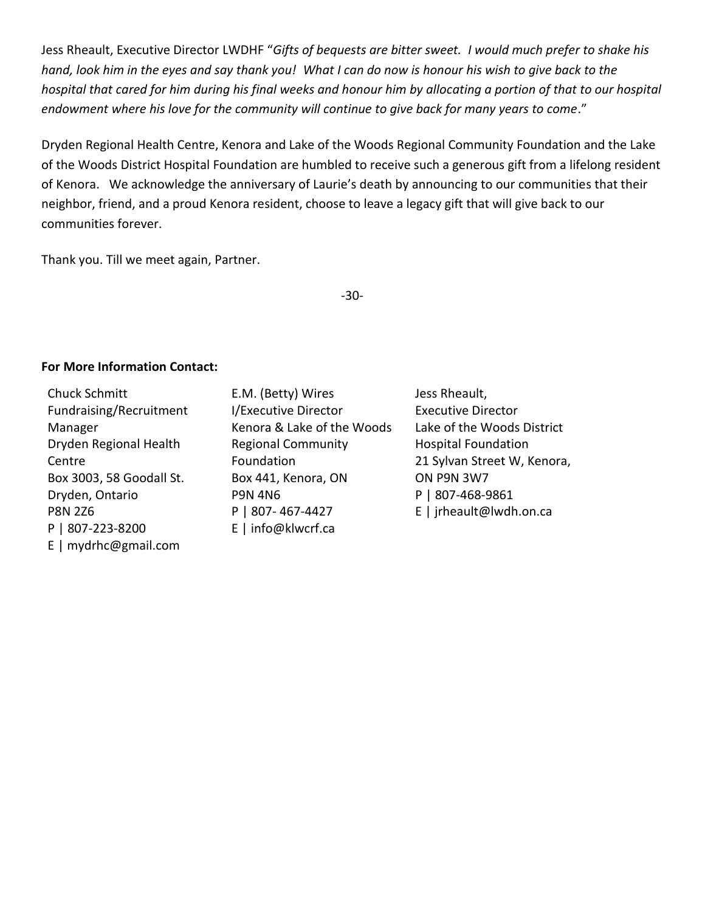Jess Rheault, Executive Director LWDHF "*Gifts of bequests are bitter sweet. I would much prefer to shake his hand, look him in the eyes and say thank you! What I can do now is honour his wish to give back to the hospital that cared for him during his final weeks and honour him by allocating a portion of that to our hospital endowment where his love for the community will continue to give back for many years to come*."

Dryden Regional Health Centre, Kenora and Lake of the Woods Regional Community Foundation and the Lake of the Woods District Hospital Foundation are humbled to receive such a generous gift from a lifelong resident of Kenora. We acknowledge the anniversary of Laurie's death by announcing to our communities that their neighbor, friend, and a proud Kenora resident, choose to leave a legacy gift that will give back to our communities forever.

Thank you. Till we meet again, Partner.

-30-

**For More Information Contact:**

Chuck Schmitt
Fundraising/Recruitment Manager
Dryden Regional Health Centre
Box 3003, 58 Goodall St.
Dryden, Ontario
P8N 2Z6
P | 807-223-8200
E | mydrhc@gmail.com

E.M. (Betty) Wires
I/Executive Director
Kenora & Lake of the Woods Regional Community Foundation
Box 441, Kenora, ON
P9N 4N6
P | 807- 467-4427
E | info@klwcrf.ca

Jess Rheault,
Executive Director
Lake of the Woods District Hospital Foundation
21 Sylvan Street W, Kenora, ON P9N 3W7
P | 807-468-9861
E | jrheault@lwdh.on.ca